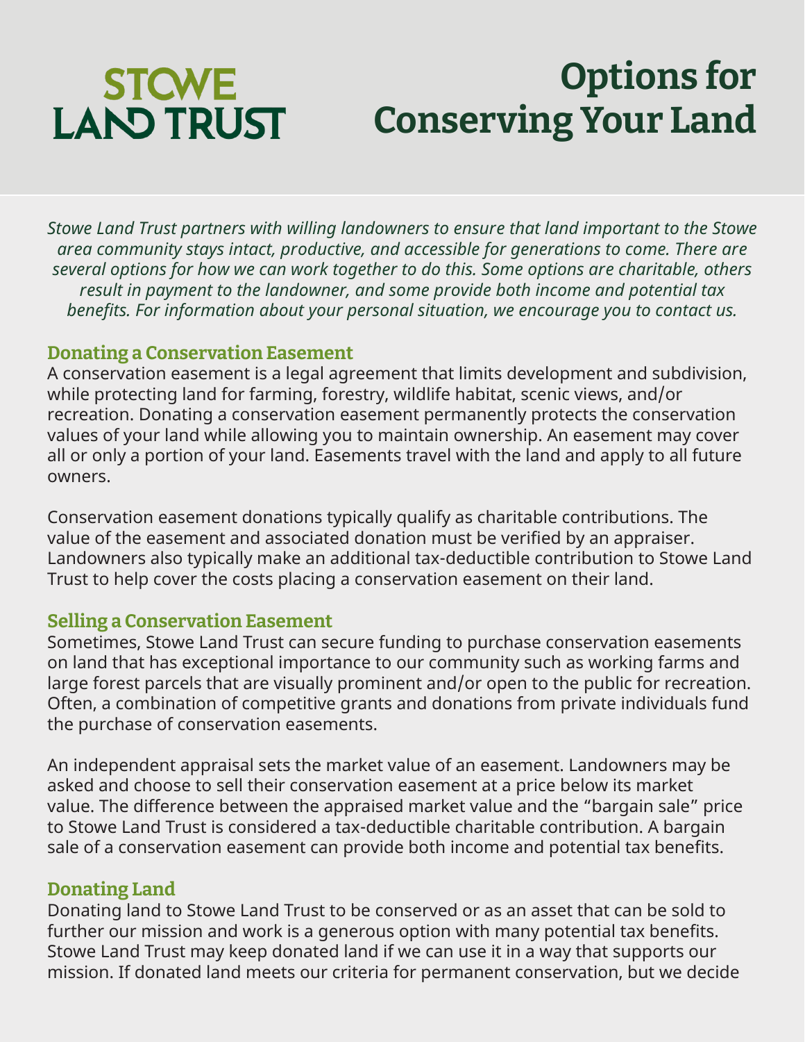STOWE LAND TRUST

# Options for Conserving Your Land

*Stowe Land Trust partners with willing landowners to ensure that land important to the Stowe area community stays intact, productive, and accessible for generations to come. There are several options for how we can work together to do this. Some options are charitable, others result in payment to the landowner, and some provide both income and potential tax benefits. For information about your personal situation, we encourage you to contact us.*

## Donating a Conservation Easement

A conservation easement is a legal agreement that limits development and subdivision, while protecting land for farming, forestry, wildlife habitat, scenic views, and/or recreation. Donating a conservation easement permanently protects the conservation values of your land while allowing you to maintain ownership. An easement may cover all or only a portion of your land. Easements travel with the land and apply to all future owners.

Conservation easement donations typically qualify as charitable contributions. The value of the easement and associated donation must be verified by an appraiser. Landowners also typically make an additional tax-deductible contribution to Stowe Land Trust to help cover the costs placing a conservation easement on their land.

## Selling a Conservation Easement

Sometimes, Stowe Land Trust can secure funding to purchase conservation easements on land that has exceptional importance to our community such as working farms and large forest parcels that are visually prominent and/or open to the public for recreation. Often, a combination of competitive grants and donations from private individuals fund the purchase of conservation easements.

An independent appraisal sets the market value of an easement. Landowners may be asked and choose to sell their conservation easement at a price below its market value. The difference between the appraised market value and the "bargain sale" price to Stowe Land Trust is considered a tax-deductible charitable contribution. A bargain sale of a conservation easement can provide both income and potential tax benefits.

## Donating Land

Donating land to Stowe Land Trust to be conserved or as an asset that can be sold to further our mission and work is a generous option with many potential tax benefits. Stowe Land Trust may keep donated land if we can use it in a way that supports our mission. If donated land meets our criteria for permanent conservation, but we decide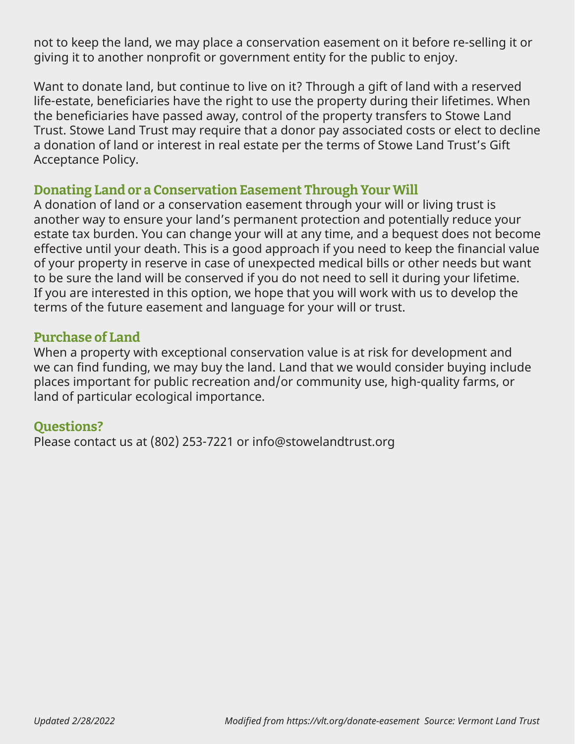not to keep the land, we may place a conservation easement on it before re-selling it or giving it to another nonprofit or government entity for the public to enjoy.

Want to donate land, but continue to live on it? Through a gift of land with a reserved life-estate, beneficiaries have the right to use the property during their lifetimes. When the beneficiaries have passed away, control of the property transfers to Stowe Land Trust. Stowe Land Trust may require that a donor pay associated costs or elect to decline a donation of land or interest in real estate per the terms of Stowe Land Trust's Gift Acceptance Policy.

## Donating Land or a Conservation Easement Through Your Will

A donation of land or a conservation easement through your will or living trust is another way to ensure your land's permanent protection and potentially reduce your estate tax burden. You can change your will at any time, and a bequest does not become effective until your death. This is a good approach if you need to keep the financial value of your property in reserve in case of unexpected medical bills or other needs but want to be sure the land will be conserved if you do not need to sell it during your lifetime. If you are interested in this option, we hope that you will work with us to develop the terms of the future easement and language for your will or trust.

## Purchase of Land

When a property with exceptional conservation value is at risk for development and we can find funding, we may buy the land. Land that we would consider buying include places important for public recreation and/or community use, high-quality farms, or land of particular ecological importance.

## Questions?

Please contact us at (802) 253-7221 or info@stowelandtrust.org

*Updated 2/28/2022* *Modified from https://vlt.org/donate-easement Source: Vermont Land Trust*